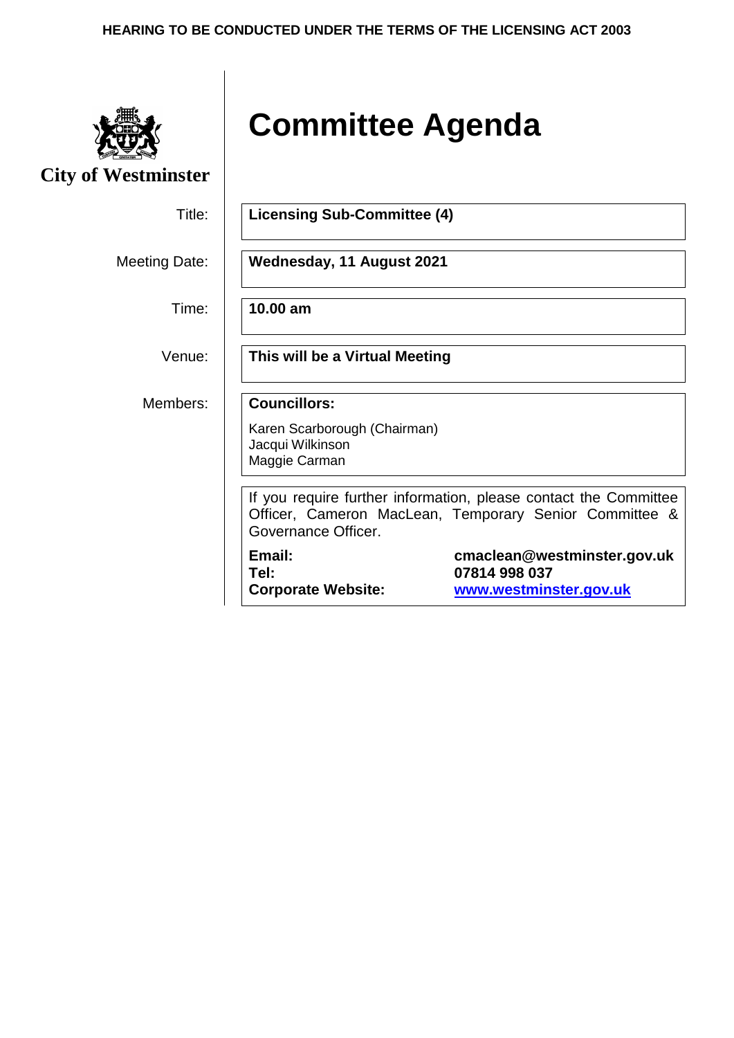**HEARING TO BE CONDUCTED UNDER THE TERMS OF THE LICENSING ACT 2003**

**City of Westminster**

# Committee Agenda

| | |
|---|---|
| Title: | **Licensing Sub-Committee (4)** |
| Meeting Date: | **Wednesday, 11 August 2021** |
| Time: | **10.00 am** |
| Venue: | **This will be a Virtual Meeting** |
| Members: | **Councillors:**<br>Karen Scarborough (Chairman)<br>Jacqui Wilkinson<br>Maggie Carman |

If you require further information, please contact the Committee Officer, Cameron MacLean, Temporary Senior Committee & Governance Officer.

| | |
|---|---|
| **Email:** | **cmaclean@westminster.gov.uk** |
| **Tel:** | **07814 998 037** |
| **Corporate Website:** | **[www.westminster.gov.uk](http://www.westminster.gov.uk)** |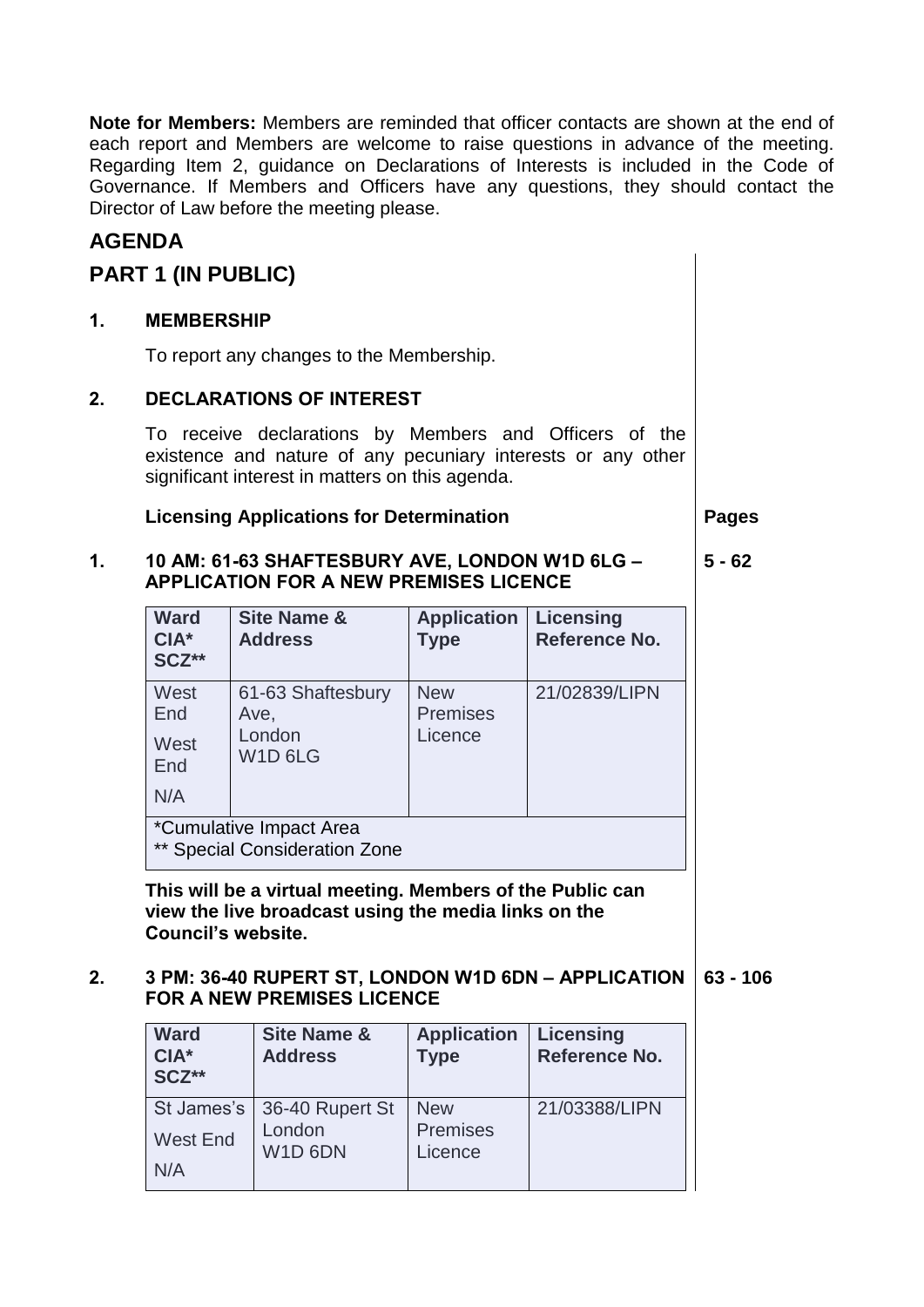**Note for Members:** Members are reminded that officer contacts are shown at the end of each report and Members are welcome to raise questions in advance of the meeting. Regarding Item 2, guidance on Declarations of Interests is included in the Code of Governance. If Members and Officers have any questions, they should contact the Director of Law before the meeting please.

## AGENDA

## PART 1 (IN PUBLIC)

### 1. MEMBERSHIP

To report any changes to the Membership.

### 2. DECLARATIONS OF INTEREST

To receive declarations by Members and Officers of the existence and nature of any pecuniary interests or any other significant interest in matters on this agenda.

**Licensing Applications for Determination** — **Pages**

### 1. 10 AM: 61-63 SHAFTESBURY AVE, LONDON W1D 6LG – APPLICATION FOR A NEW PREMISES LICENCE — 5 - 62

| Ward CIA* SCZ** | Site Name & Address | Application Type | Licensing Reference No. |
|---|---|---|---|
| West End<br>West End<br>N/A | 61-63 Shaftesbury Ave, London W1D 6LG | New Premises Licence | 21/02839/LIPN |

*Cumulative Impact Area
** Special Consideration Zone

**This will be a virtual meeting. Members of the Public can view the live broadcast using the media links on the Council's website.**

### 2. 3 PM: 36-40 RUPERT ST, LONDON W1D 6DN – APPLICATION FOR A NEW PREMISES LICENCE — 63 - 106

| Ward CIA* SCZ** | Site Name & Address | Application Type | Licensing Reference No. |
|---|---|---|---|
| St James's<br>West End<br>N/A | 36-40 Rupert St London W1D 6DN | New Premises Licence | 21/03388/LIPN |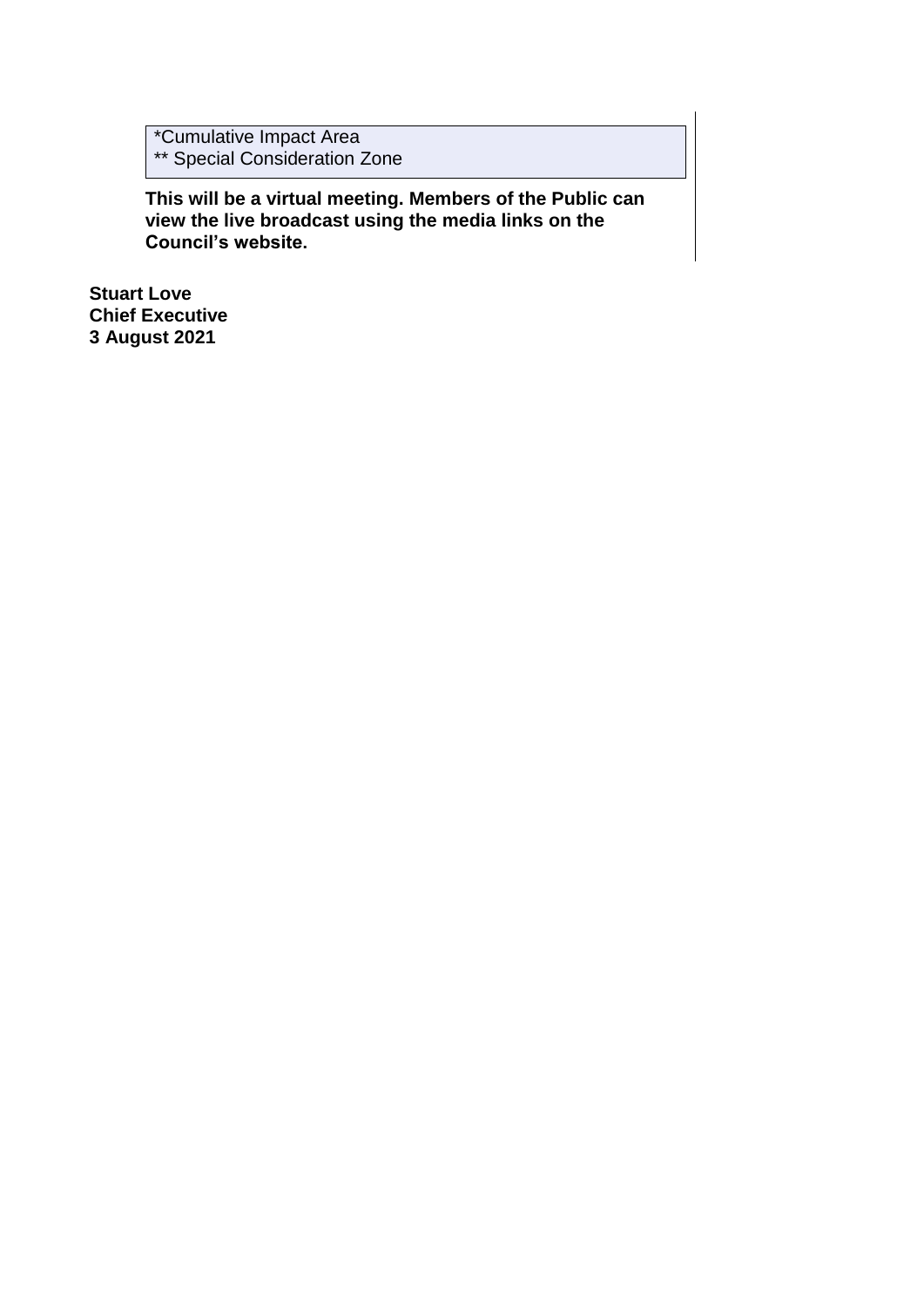*Cumulative Impact Area
** Special Consideration Zone

**This will be a virtual meeting. Members of the Public can view the live broadcast using the media links on the Council's website.**

**Stuart Love**
**Chief Executive**
**3 August 2021**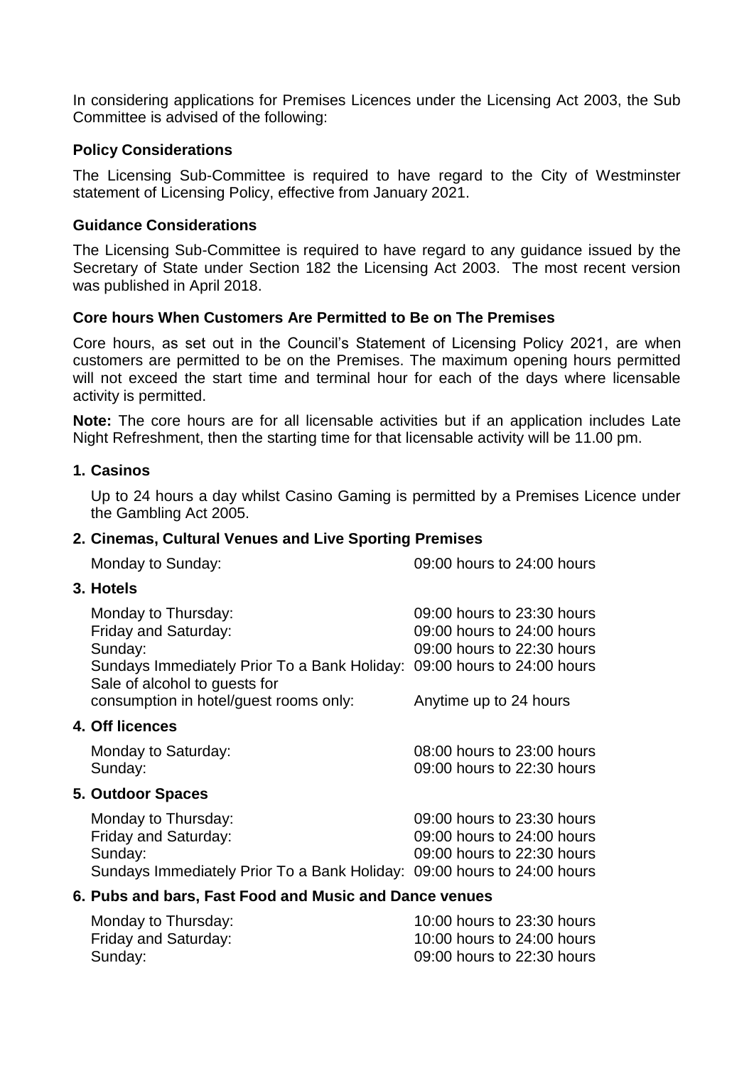In considering applications for Premises Licences under the Licensing Act 2003, the Sub Committee is advised of the following:

**Policy Considerations**

The Licensing Sub-Committee is required to have regard to the City of Westminster statement of Licensing Policy, effective from January 2021.

**Guidance Considerations**

The Licensing Sub-Committee is required to have regard to any guidance issued by the Secretary of State under Section 182 the Licensing Act 2003. The most recent version was published in April 2018.

**Core hours When Customers Are Permitted to Be on The Premises**

Core hours, as set out in the Council's Statement of Licensing Policy 2021, are when customers are permitted to be on the Premises. The maximum opening hours permitted will not exceed the start time and terminal hour for each of the days where licensable activity is permitted.

**Note:** The core hours are for all licensable activities but if an application includes Late Night Refreshment, then the starting time for that licensable activity will be 11.00 pm.

**1. Casinos**

Up to 24 hours a day whilst Casino Gaming is permitted by a Premises Licence under the Gambling Act 2005.

**2. Cinemas, Cultural Venues and Live Sporting Premises**

| | |
|---|---|
| Monday to Sunday: | 09:00 hours to 24:00 hours |

**3. Hotels**

| | |
|---|---|
| Monday to Thursday: | 09:00 hours to 23:30 hours |
| Friday and Saturday: | 09:00 hours to 24:00 hours |
| Sunday: | 09:00 hours to 22:30 hours |
| Sundays Immediately Prior To a Bank Holiday: | 09:00 hours to 24:00 hours |
| Sale of alcohol to guests for consumption in hotel/guest rooms only: | Anytime up to 24 hours |

**4. Off licences**

| | |
|---|---|
| Monday to Saturday: | 08:00 hours to 23:00 hours |
| Sunday: | 09:00 hours to 22:30 hours |

**5. Outdoor Spaces**

| | |
|---|---|
| Monday to Thursday: | 09:00 hours to 23:30 hours |
| Friday and Saturday: | 09:00 hours to 24:00 hours |
| Sunday: | 09:00 hours to 22:30 hours |
| Sundays Immediately Prior To a Bank Holiday: | 09:00 hours to 24:00 hours |

**6. Pubs and bars, Fast Food and Music and Dance venues**

| | |
|---|---|
| Monday to Thursday: | 10:00 hours to 23:30 hours |
| Friday and Saturday: | 10:00 hours to 24:00 hours |
| Sunday: | 09:00 hours to 22:30 hours |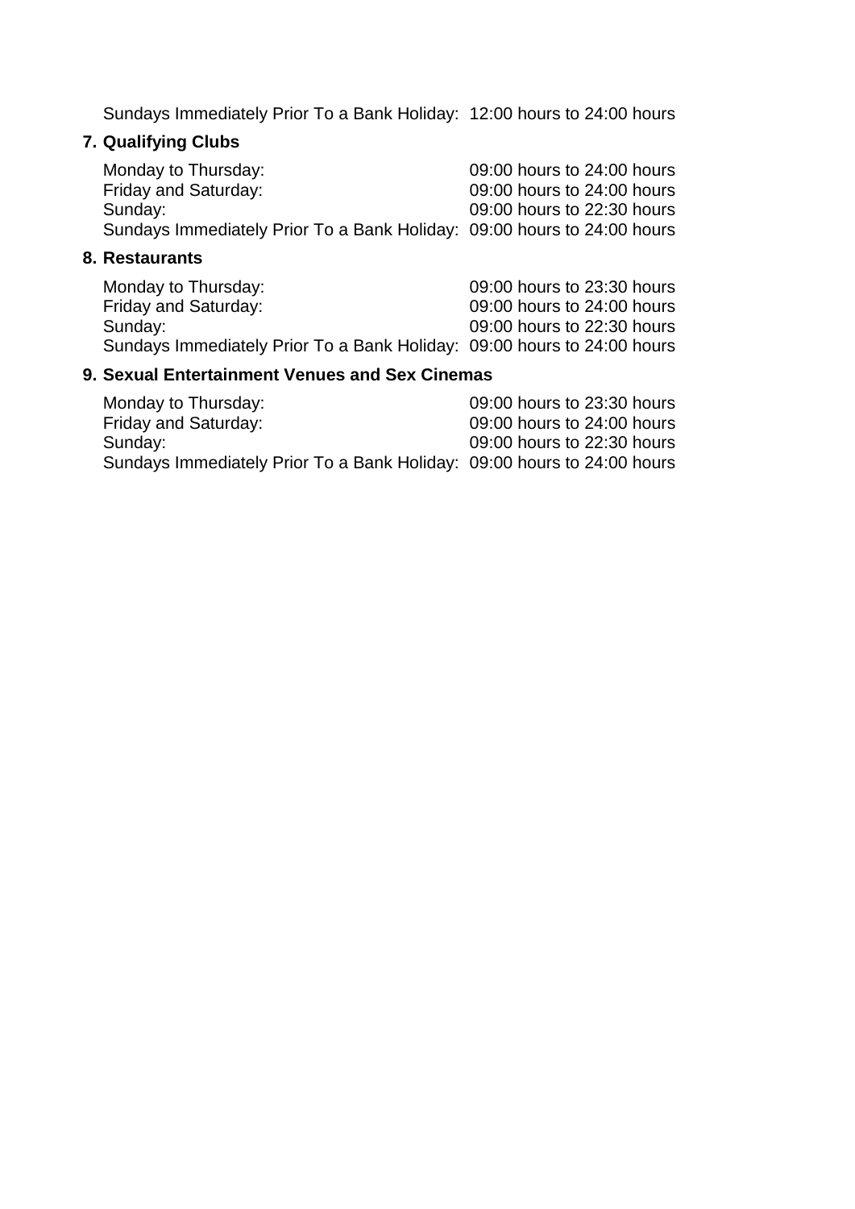Sundays Immediately Prior To a Bank Holiday: 12:00 hours to 24:00 hours

**7. Qualifying Clubs**

| | |
|---|---|
| Monday to Thursday: | 09:00 hours to 24:00 hours |
| Friday and Saturday: | 09:00 hours to 24:00 hours |
| Sunday: | 09:00 hours to 22:30 hours |
| Sundays Immediately Prior To a Bank Holiday: | 09:00 hours to 24:00 hours |

**8. Restaurants**

| | |
|---|---|
| Monday to Thursday: | 09:00 hours to 23:30 hours |
| Friday and Saturday: | 09:00 hours to 24:00 hours |
| Sunday: | 09:00 hours to 22:30 hours |
| Sundays Immediately Prior To a Bank Holiday: | 09:00 hours to 24:00 hours |

**9. Sexual Entertainment Venues and Sex Cinemas**

| | |
|---|---|
| Monday to Thursday: | 09:00 hours to 23:30 hours |
| Friday and Saturday: | 09:00 hours to 24:00 hours |
| Sunday: | 09:00 hours to 22:30 hours |
| Sundays Immediately Prior To a Bank Holiday: | 09:00 hours to 24:00 hours |